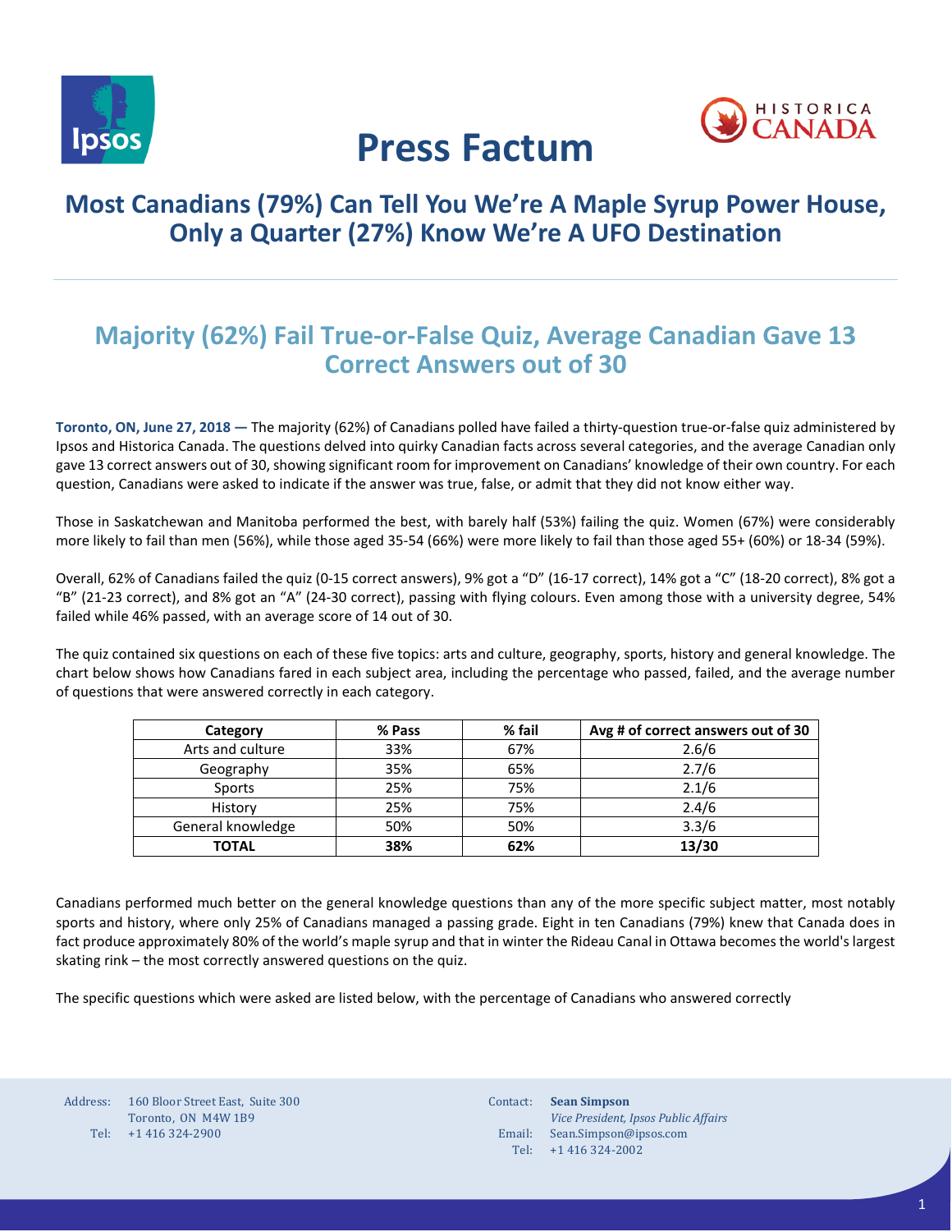# Press Factum

## Most Canadians (79%) Can Tell You We're A Maple Syrup Power House, Only a Quarter (27%) Know We're A UFO Destination

### Majority (62%) Fail True-or-False Quiz, Average Canadian Gave 13 Correct Answers out of 30

**Toronto, ON, June 27, 2018 —** The majority (62%) of Canadians polled have failed a thirty-question true-or-false quiz administered by Ipsos and Historica Canada. The questions delved into quirky Canadian facts across several categories, and the average Canadian only gave 13 correct answers out of 30, showing significant room for improvement on Canadians' knowledge of their own country. For each question, Canadians were asked to indicate if the answer was true, false, or admit that they did not know either way.

Those in Saskatchewan and Manitoba performed the best, with barely half (53%) failing the quiz. Women (67%) were considerably more likely to fail than men (56%), while those aged 35-54 (66%) were more likely to fail than those aged 55+ (60%) or 18-34 (59%).

Overall, 62% of Canadians failed the quiz (0-15 correct answers), 9% got a "D" (16-17 correct), 14% got a "C" (18-20 correct), 8% got a "B" (21-23 correct), and 8% got an "A" (24-30 correct), passing with flying colours. Even among those with a university degree, 54% failed while 46% passed, with an average score of 14 out of 30.

The quiz contained six questions on each of these five topics: arts and culture, geography, sports, history and general knowledge. The chart below shows how Canadians fared in each subject area, including the percentage who passed, failed, and the average number of questions that were answered correctly in each category.

| Category | % Pass | % fail | Avg # of correct answers out of 30 |
|---|---|---|---|
| Arts and culture | 33% | 67% | 2.6/6 |
| Geography | 35% | 65% | 2.7/6 |
| Sports | 25% | 75% | 2.1/6 |
| History | 25% | 75% | 2.4/6 |
| General knowledge | 50% | 50% | 3.3/6 |
| **TOTAL** | **38%** | **62%** | **13/30** |

Canadians performed much better on the general knowledge questions than any of the more specific subject matter, most notably sports and history, where only 25% of Canadians managed a passing grade. Eight in ten Canadians (79%) knew that Canada does in fact produce approximately 80% of the world's maple syrup and that in winter the Rideau Canal in Ottawa becomes the world's largest skating rink – the most correctly answered questions on the quiz.

The specific questions which were asked are listed below, with the percentage of Canadians who answered correctly

Address: 160 Bloor Street East, Suite 300
Toronto, ON M4W 1B9
Tel: +1 416 324-2900

Contact: **Sean Simpson**
*Vice President, Ipsos Public Affairs*
Email: Sean.Simpson@ipsos.com
Tel: +1 416 324-2002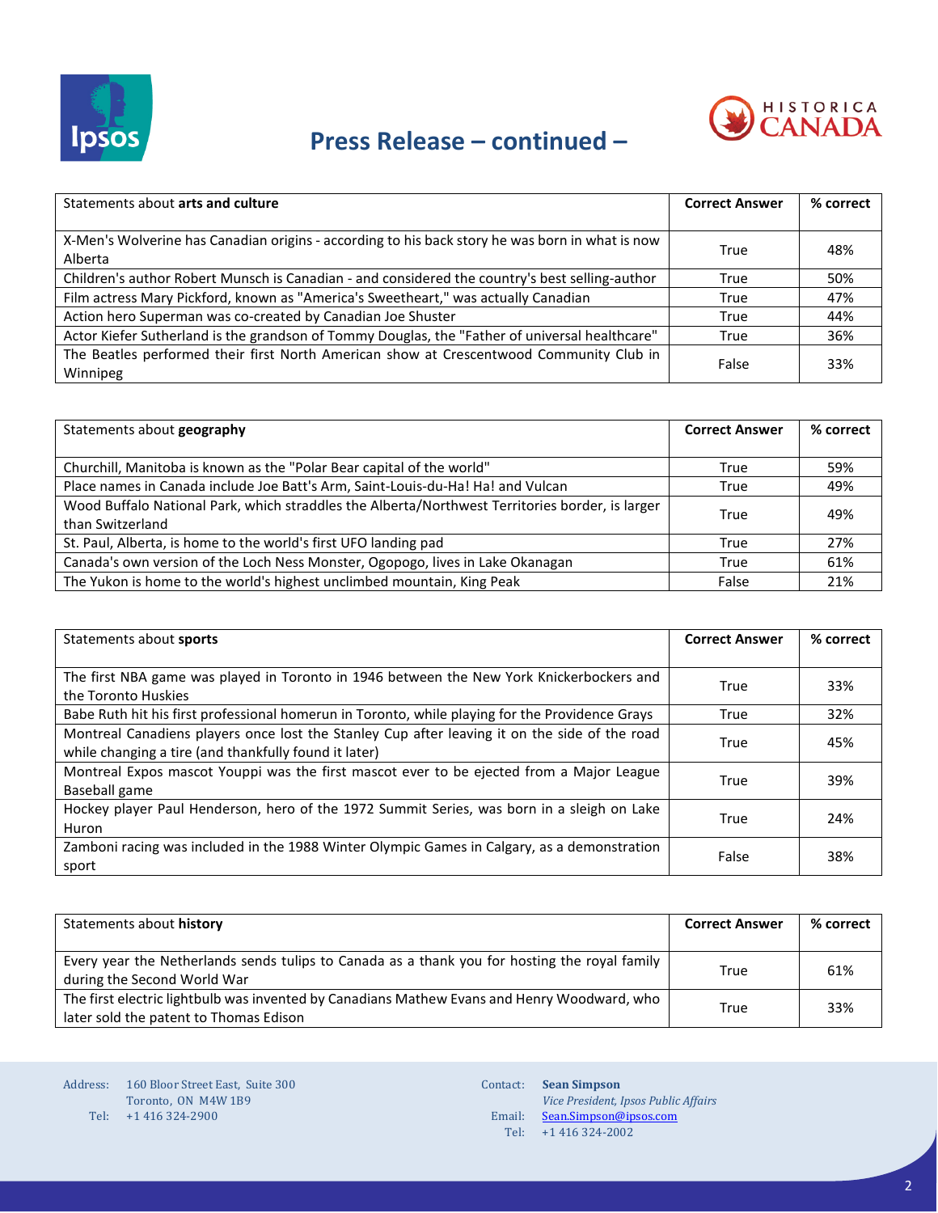## Press Release – continued –

| Statements about **arts and culture** | Correct Answer | % correct |
|---|---|---|
| X-Men's Wolverine has Canadian origins - according to his back story he was born in what is now Alberta | True | 48% |
| Children's author Robert Munsch is Canadian - and considered the country's best selling-author | True | 50% |
| Film actress Mary Pickford, known as "America's Sweetheart," was actually Canadian | True | 47% |
| Action hero Superman was co-created by Canadian Joe Shuster | True | 44% |
| Actor Kiefer Sutherland is the grandson of Tommy Douglas, the "Father of universal healthcare" | True | 36% |
| The Beatles performed their first North American show at Crescentwood Community Club in Winnipeg | False | 33% |

| Statements about **geography** | Correct Answer | % correct |
|---|---|---|
| Churchill, Manitoba is known as the "Polar Bear capital of the world" | True | 59% |
| Place names in Canada include Joe Batt's Arm, Saint-Louis-du-Ha! Ha! and Vulcan | True | 49% |
| Wood Buffalo National Park, which straddles the Alberta/Northwest Territories border, is larger than Switzerland | True | 49% |
| St. Paul, Alberta, is home to the world's first UFO landing pad | True | 27% |
| Canada's own version of the Loch Ness Monster, Ogopogo, lives in Lake Okanagan | True | 61% |
| The Yukon is home to the world's highest unclimbed mountain, King Peak | False | 21% |

| Statements about **sports** | Correct Answer | % correct |
|---|---|---|
| The first NBA game was played in Toronto in 1946 between the New York Knickerbockers and the Toronto Huskies | True | 33% |
| Babe Ruth hit his first professional homerun in Toronto, while playing for the Providence Grays | True | 32% |
| Montreal Canadiens players once lost the Stanley Cup after leaving it on the side of the road while changing a tire (and thankfully found it later) | True | 45% |
| Montreal Expos mascot Youppi was the first mascot ever to be ejected from a Major League Baseball game | True | 39% |
| Hockey player Paul Henderson, hero of the 1972 Summit Series, was born in a sleigh on Lake Huron | True | 24% |
| Zamboni racing was included in the 1988 Winter Olympic Games in Calgary, as a demonstration sport | False | 38% |

| Statements about **history** | Correct Answer | % correct |
|---|---|---|
| Every year the Netherlands sends tulips to Canada as a thank you for hosting the royal family during the Second World War | True | 61% |
| The first electric lightbulb was invented by Canadians Mathew Evans and Henry Woodward, who later sold the patent to Thomas Edison | True | 33% |

Address: 160 Bloor Street East, Suite 300
Toronto, ON M4W 1B9
Tel: +1 416 324-2900

Contact: **Sean Simpson**
*Vice President, Ipsos Public Affairs*
Email: Sean.Simpson@ipsos.com
Tel: +1 416 324-2002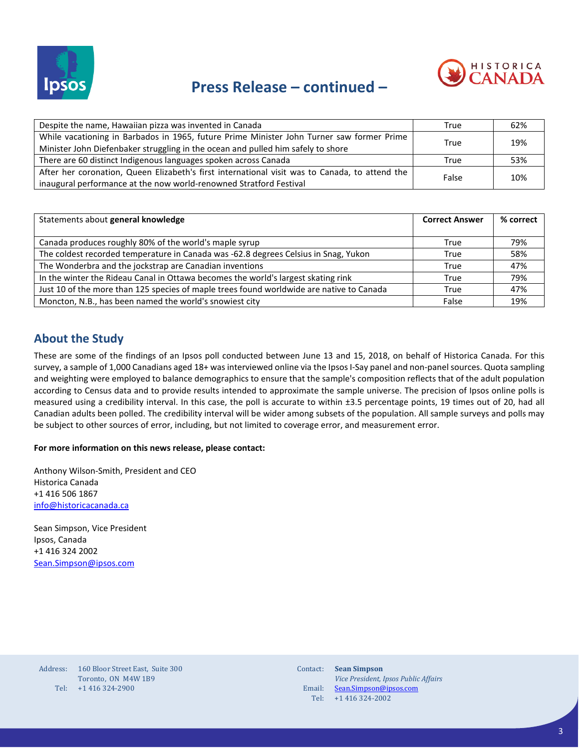| | | |
|---|---|---|
| Despite the name, Hawaiian pizza was invented in Canada | True | 62% |
| While vacationing in Barbados in 1965, future Prime Minister John Turner saw former Prime Minister John Diefenbaker struggling in the ocean and pulled him safely to shore | True | 19% |
| There are 60 distinct Indigenous languages spoken across Canada | True | 53% |
| After her coronation, Queen Elizabeth's first international visit was to Canada, to attend the inaugural performance at the now world-renowned Stratford Festival | False | 10% |

| Statements about **general knowledge** | **Correct Answer** | **% correct** |
|---|---|---|
| Canada produces roughly 80% of the world's maple syrup | True | 79% |
| The coldest recorded temperature in Canada was -62.8 degrees Celsius in Snag, Yukon | True | 58% |
| The Wonderbra and the jockstrap are Canadian inventions | True | 47% |
| In the winter the Rideau Canal in Ottawa becomes the world's largest skating rink | True | 79% |
| Just 10 of the more than 125 species of maple trees found worldwide are native to Canada | True | 47% |
| Moncton, N.B., has been named the world's snowiest city | False | 19% |

## About the Study

These are some of the findings of an Ipsos poll conducted between June 13 and 15, 2018, on behalf of Historica Canada. For this survey, a sample of 1,000 Canadians aged 18+ was interviewed online via the Ipsos I-Say panel and non-panel sources. Quota sampling and weighting were employed to balance demographics to ensure that the sample's composition reflects that of the adult population according to Census data and to provide results intended to approximate the sample universe. The precision of Ipsos online polls is measured using a credibility interval. In this case, the poll is accurate to within ±3.5 percentage points, 19 times out of 20, had all Canadian adults been polled. The credibility interval will be wider among subsets of the population. All sample surveys and polls may be subject to other sources of error, including, but not limited to coverage error, and measurement error.

**For more information on this news release, please contact:**

Anthony Wilson-Smith, President and CEO
Historica Canada
+1 416 506 1867
info@historicacanada.ca

Sean Simpson, Vice President
Ipsos, Canada
+1 416 324 2002
Sean.Simpson@ipsos.com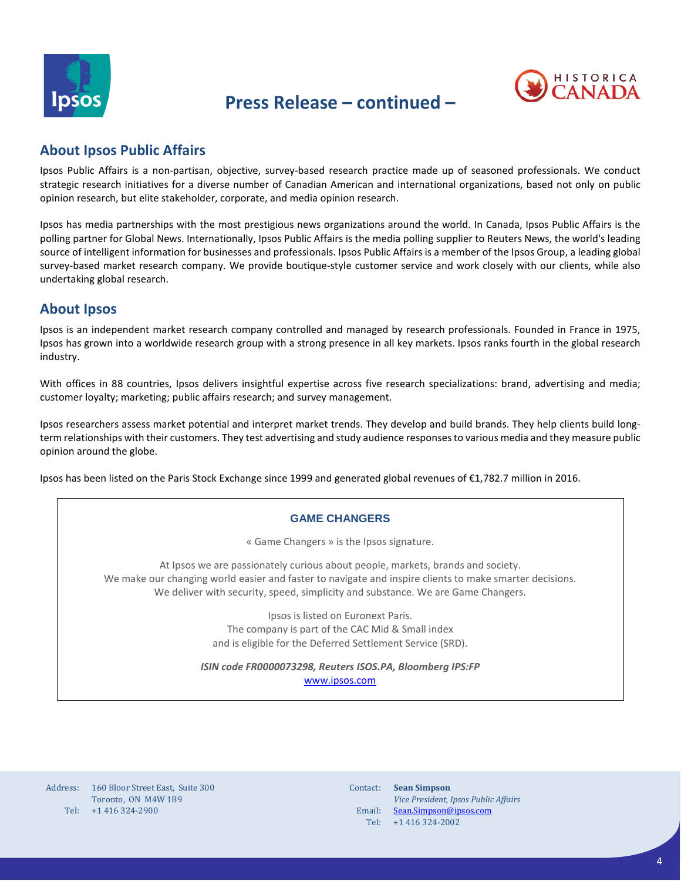# Press Release – continued –

## About Ipsos Public Affairs

Ipsos Public Affairs is a non-partisan, objective, survey-based research practice made up of seasoned professionals. We conduct strategic research initiatives for a diverse number of Canadian American and international organizations, based not only on public opinion research, but elite stakeholder, corporate, and media opinion research.

Ipsos has media partnerships with the most prestigious news organizations around the world. In Canada, Ipsos Public Affairs is the polling partner for Global News. Internationally, Ipsos Public Affairs is the media polling supplier to Reuters News, the world's leading source of intelligent information for businesses and professionals. Ipsos Public Affairs is a member of the Ipsos Group, a leading global survey-based market research company. We provide boutique-style customer service and work closely with our clients, while also undertaking global research.

## About Ipsos

Ipsos is an independent market research company controlled and managed by research professionals. Founded in France in 1975, Ipsos has grown into a worldwide research group with a strong presence in all key markets. Ipsos ranks fourth in the global research industry.

With offices in 88 countries, Ipsos delivers insightful expertise across five research specializations: brand, advertising and media; customer loyalty; marketing; public affairs research; and survey management.

Ipsos researchers assess market potential and interpret market trends. They develop and build brands. They help clients build long-term relationships with their customers. They test advertising and study audience responses to various media and they measure public opinion around the globe.

Ipsos has been listed on the Paris Stock Exchange since 1999 and generated global revenues of €1,782.7 million in 2016.

### GAME CHANGERS

« Game Changers » is the Ipsos signature.

At Ipsos we are passionately curious about people, markets, brands and society.
We make our changing world easier and faster to navigate and inspire clients to make smarter decisions.
We deliver with security, speed, simplicity and substance. We are Game Changers.

Ipsos is listed on Euronext Paris.
The company is part of the CAC Mid & Small index
and is eligible for the Deferred Settlement Service (SRD).

*ISIN code FR0000073298, Reuters ISOS.PA, Bloomberg IPS:FP*
www.ipsos.com

Address: 160 Bloor Street East, Suite 300
Toronto, ON M4W 1B9
Tel: +1 416 324-2900

Contact: **Sean Simpson**
*Vice President, Ipsos Public Affairs*
Email: Sean.Simpson@ipsos.com
Tel: +1 416 324-2002